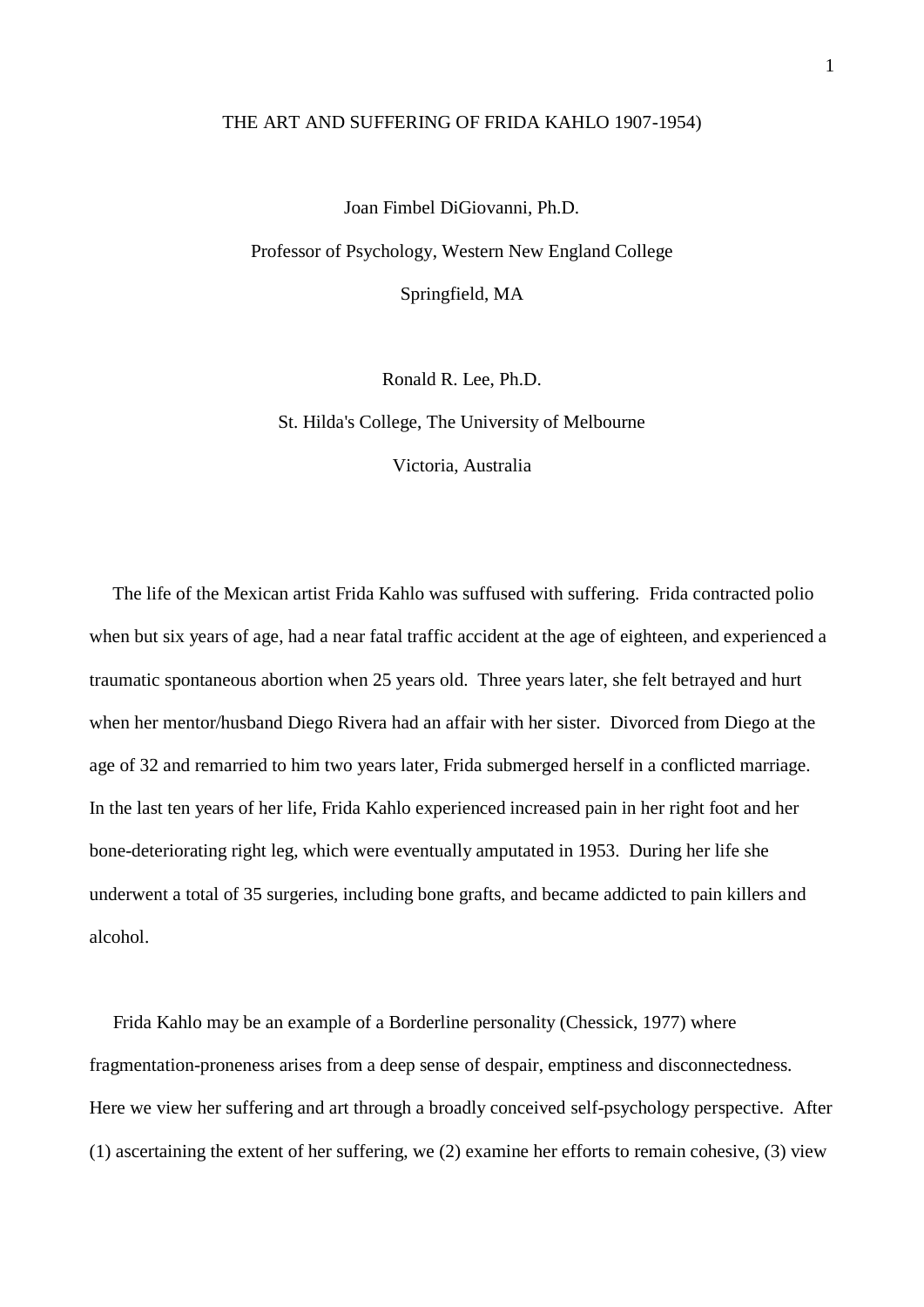# THE ART AND SUFFERING OF FRIDA KAHLO 1907-1954)

Joan Fimbel DiGiovanni, Ph.D.

Professor of Psychology, Western New England College

Springfield, MA

Ronald R. Lee, Ph.D.

St. Hilda's College, The University of Melbourne

Victoria, Australia

The life of the Mexican artist Frida Kahlo was suffused with suffering. Frida contracted polio when but six years of age, had a near fatal traffic accident at the age of eighteen, and experienced a traumatic spontaneous abortion when 25 years old. Three years later, she felt betrayed and hurt when her mentor/husband Diego Rivera had an affair with her sister. Divorced from Diego at the age of 32 and remarried to him two years later, Frida submerged herself in a conflicted marriage. In the last ten years of her life, Frida Kahlo experienced increased pain in her right foot and her bone-deteriorating right leg, which were eventually amputated in 1953. During her life she underwent a total of 35 surgeries, including bone grafts, and became addicted to pain killers and alcohol.

Frida Kahlo may be an example of a Borderline personality (Chessick, 1977) where fragmentation-proneness arises from a deep sense of despair, emptiness and disconnectedness. Here we view her suffering and art through a broadly conceived self-psychology perspective. After (1) ascertaining the extent of her suffering, we (2) examine her efforts to remain cohesive, (3) view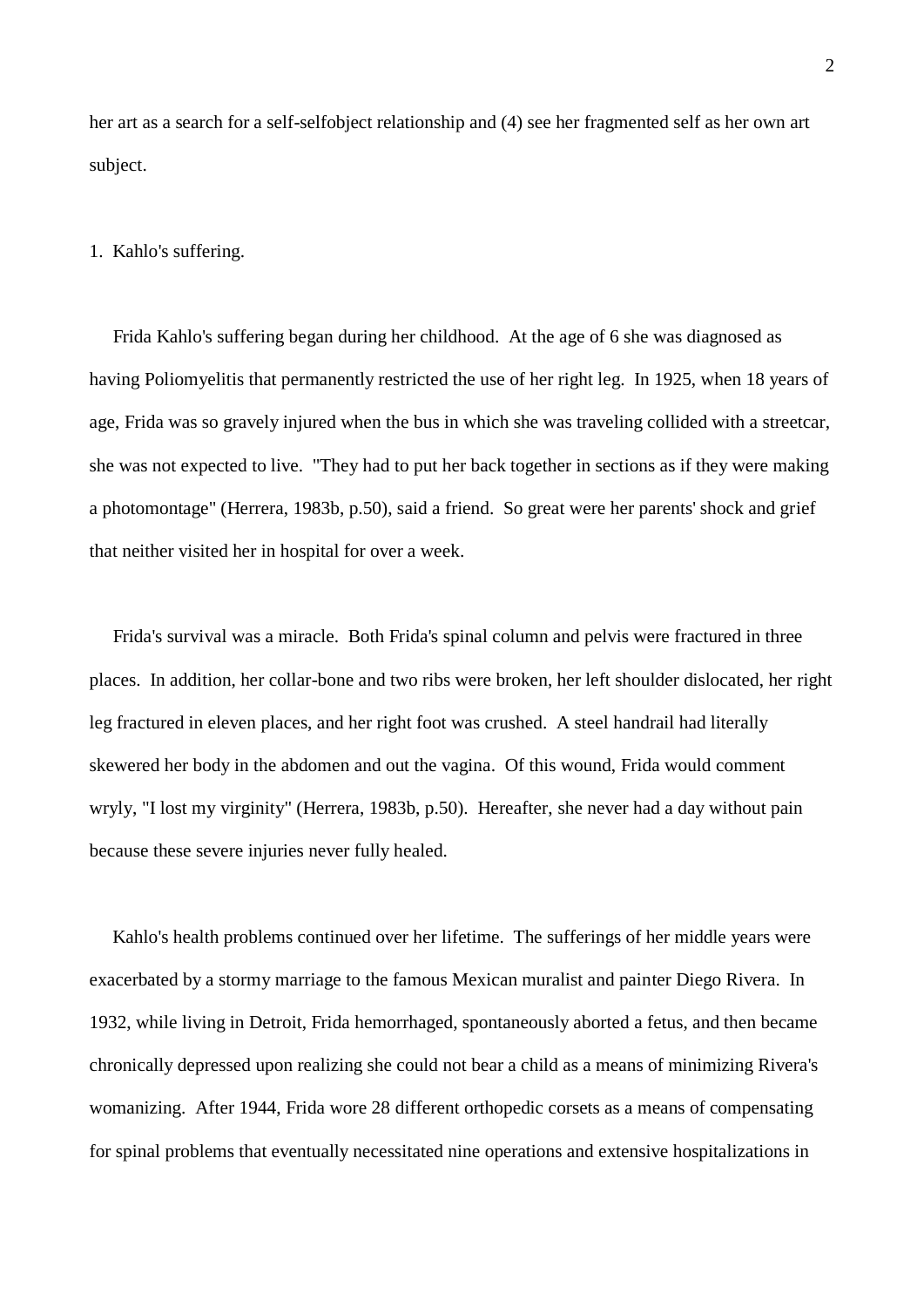her art as a search for a self-selfobject relationship and (4) see her fragmented self as her own art subject.

1. Kahlo's suffering.

Frida Kahlo's suffering began during her childhood. At the age of 6 she was diagnosed as having Poliomyelitis that permanently restricted the use of her right leg. In 1925, when 18 years of age, Frida was so gravely injured when the bus in which she was traveling collided with a streetcar, she was not expected to live. "They had to put her back together in sections as if they were making a photomontage" (Herrera, 1983b, p.50), said a friend. So great were her parents' shock and grief that neither visited her in hospital for over a week.

Frida's survival was a miracle. Both Frida's spinal column and pelvis were fractured in three places. In addition, her collar-bone and two ribs were broken, her left shoulder dislocated, her right leg fractured in eleven places, and her right foot was crushed. A steel handrail had literally skewered her body in the abdomen and out the vagina. Of this wound, Frida would comment wryly, "I lost my virginity" (Herrera, 1983b, p.50). Hereafter, she never had a day without pain because these severe injuries never fully healed.

Kahlo's health problems continued over her lifetime. The sufferings of her middle years were exacerbated by a stormy marriage to the famous Mexican muralist and painter Diego Rivera. In 1932, while living in Detroit, Frida hemorrhaged, spontaneously aborted a fetus, and then became chronically depressed upon realizing she could not bear a child as a means of minimizing Rivera's womanizing. After 1944, Frida wore 28 different orthopedic corsets as a means of compensating for spinal problems that eventually necessitated nine operations and extensive hospitalizations in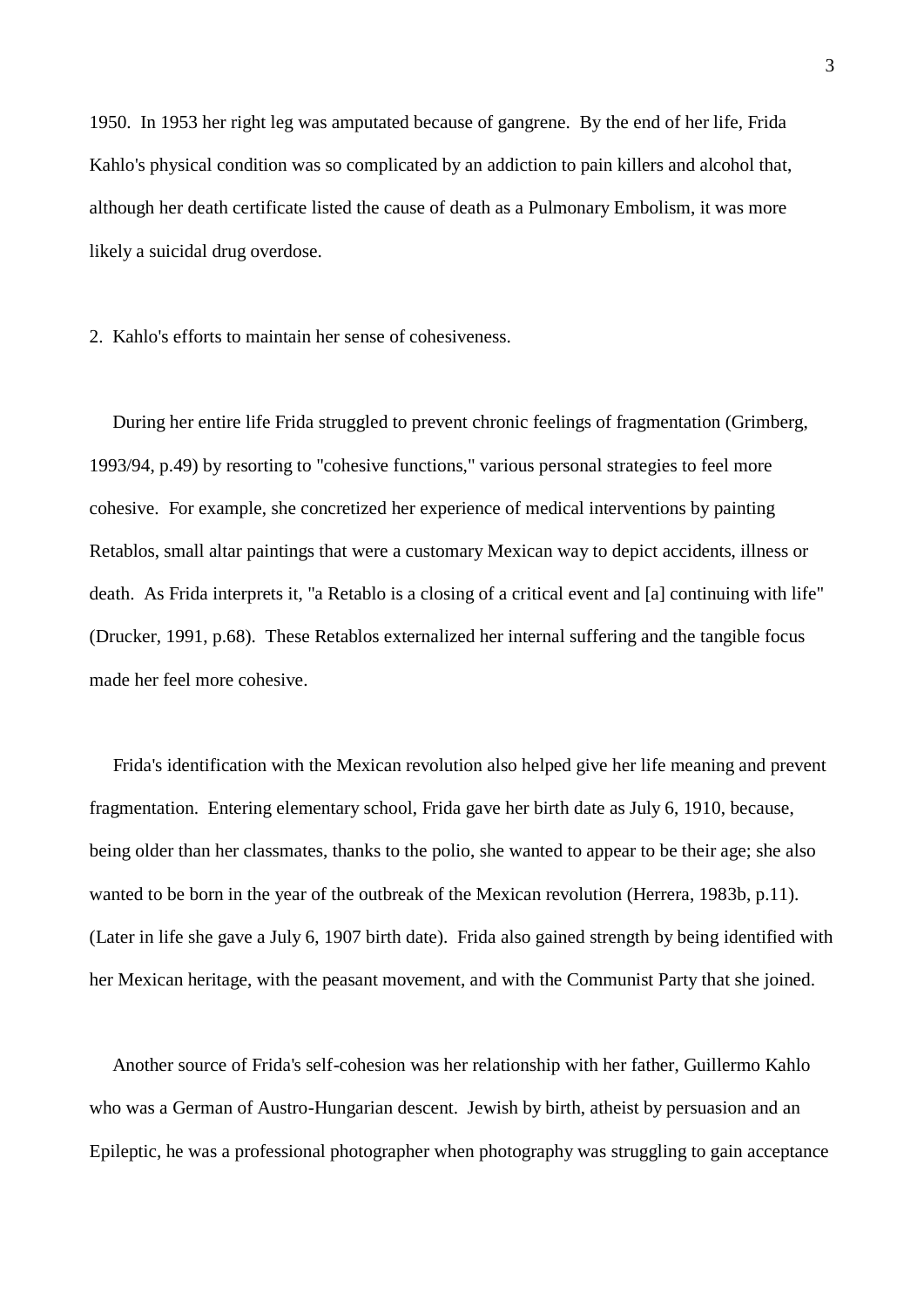1950. In 1953 her right leg was amputated because of gangrene. By the end of her life, Frida Kahlo's physical condition was so complicated by an addiction to pain killers and alcohol that, although her death certificate listed the cause of death as a Pulmonary Embolism, it was more likely a suicidal drug overdose.

## 2. Kahlo's efforts to maintain her sense of cohesiveness.

During her entire life Frida struggled to prevent chronic feelings of fragmentation (Grimberg, 1993/94, p.49) by resorting to "cohesive functions," various personal strategies to feel more cohesive. For example, she concretized her experience of medical interventions by painting Retablos, small altar paintings that were a customary Mexican way to depict accidents, illness or death. As Frida interprets it, "a Retablo is a closing of a critical event and [a] continuing with life" (Drucker, 1991, p.68). These Retablos externalized her internal suffering and the tangible focus made her feel more cohesive.

Frida's identification with the Mexican revolution also helped give her life meaning and prevent fragmentation. Entering elementary school, Frida gave her birth date as July 6, 1910, because, being older than her classmates, thanks to the polio, she wanted to appear to be their age; she also wanted to be born in the year of the outbreak of the Mexican revolution (Herrera, 1983b, p.11). (Later in life she gave a July 6, 1907 birth date). Frida also gained strength by being identified with her Mexican heritage, with the peasant movement, and with the Communist Party that she joined.

Another source of Frida's self-cohesion was her relationship with her father, Guillermo Kahlo who was a German of Austro-Hungarian descent. Jewish by birth, atheist by persuasion and an Epileptic, he was a professional photographer when photography was struggling to gain acceptance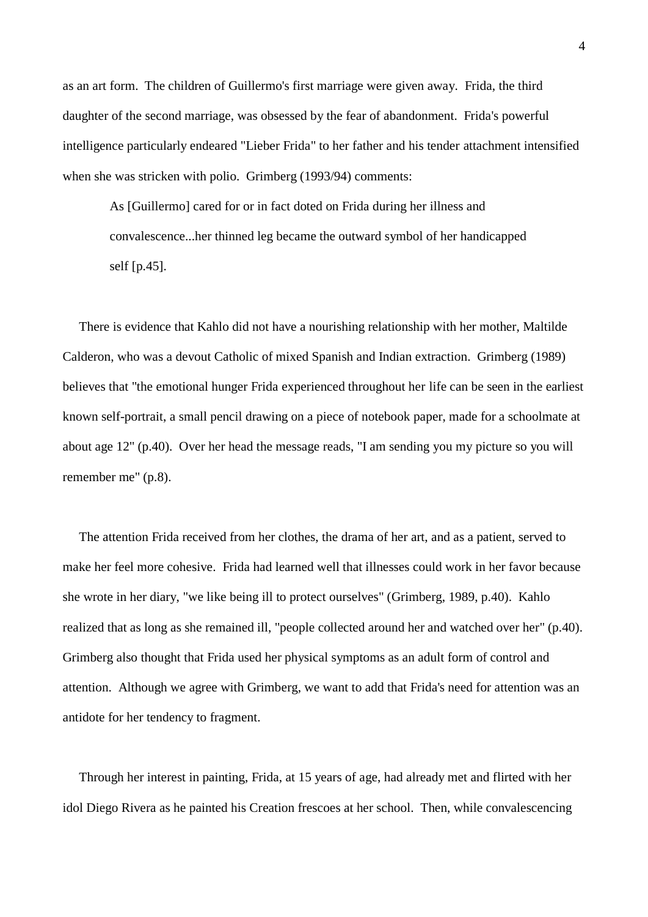as an art form. The children of Guillermo's first marriage were given away. Frida, the third daughter of the second marriage, was obsessed by the fear of abandonment. Frida's powerful intelligence particularly endeared "Lieber Frida" to her father and his tender attachment intensified when she was stricken with polio. Grimberg (1993/94) comments:

> As [Guillermo] cared for or in fact doted on Frida during her illness and convalescence...her thinned leg became the outward symbol of her handicapped self [p.45].

There is evidence that Kahlo did not have a nourishing relationship with her mother, Maltilde Calderon, who was a devout Catholic of mixed Spanish and Indian extraction. Grimberg (1989) believes that "the emotional hunger Frida experienced throughout her life can be seen in the earliest known self-portrait, a small pencil drawing on a piece of notebook paper, made for a schoolmate at about age 12" (p.40). Over her head the message reads, "I am sending you my picture so you will remember me" (p.8).

The attention Frida received from her clothes, the drama of her art, and as a patient, served to make her feel more cohesive. Frida had learned well that illnesses could work in her favor because she wrote in her diary, "we like being ill to protect ourselves" (Grimberg, 1989, p.40). Kahlo realized that as long as she remained ill, "people collected around her and watched over her" (p.40). Grimberg also thought that Frida used her physical symptoms as an adult form of control and attention. Although we agree with Grimberg, we want to add that Frida's need for attention was an antidote for her tendency to fragment.

Through her interest in painting, Frida, at 15 years of age, had already met and flirted with her idol Diego Rivera as he painted his Creation frescoes at her school. Then, while convalescencing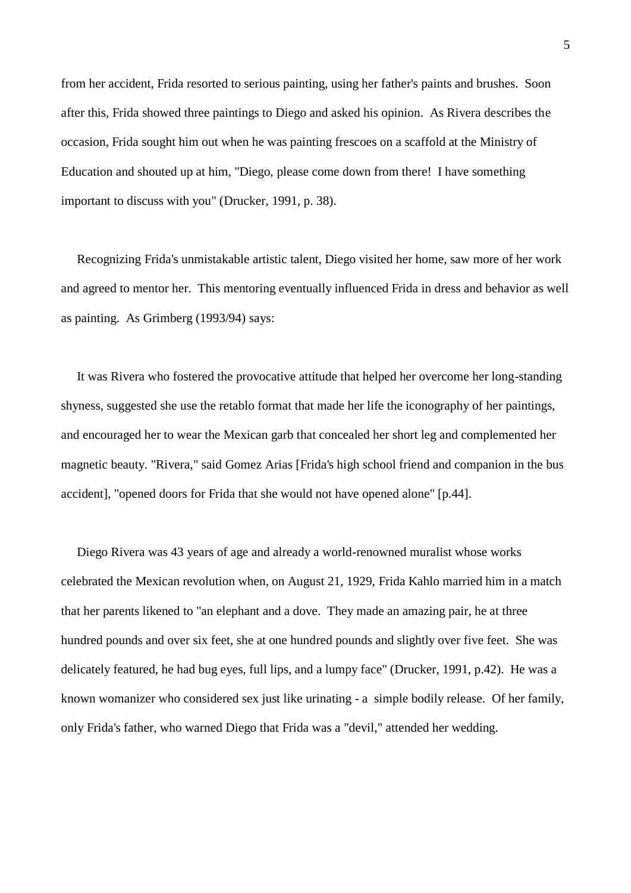from her accident, Frida resorted to serious painting, using her father's paints and brushes. Soon after this, Frida showed three paintings to Diego and asked his opinion. As Rivera describes the occasion, Frida sought him out when he was painting frescoes on a scaffold at the Ministry of Education and shouted up at him, "Diego, please come down from there! I have something important to discuss with you" (Drucker, 1991, p. 38).

Recognizing Frida's unmistakable artistic talent, Diego visited her home, saw more of her work and agreed to mentor her. This mentoring eventually influenced Frida in dress and behavior as well as painting. As Grimberg (1993/94) says:

It was Rivera who fostered the provocative attitude that helped her overcome her long-standing shyness, suggested she use the retablo format that made her life the iconography of her paintings, and encouraged her to wear the Mexican garb that concealed her short leg and complemented her magnetic beauty. "Rivera," said Gomez Arias [Frida's high school friend and companion in the bus accident], "opened doors for Frida that she would not have opened alone" [p.44].

Diego Rivera was 43 years of age and already a world-renowned muralist whose works celebrated the Mexican revolution when, on August 21, 1929, Frida Kahlo married him in a match that her parents likened to "an elephant and a dove. They made an amazing pair, he at three hundred pounds and over six feet, she at one hundred pounds and slightly over five feet. She was delicately featured, he had bug eyes, full lips, and a lumpy face" (Drucker, 1991, p.42). He was a known womanizer who considered sex just like urinating - a simple bodily release. Of her family, only Frida's father, who warned Diego that Frida was a "devil," attended her wedding.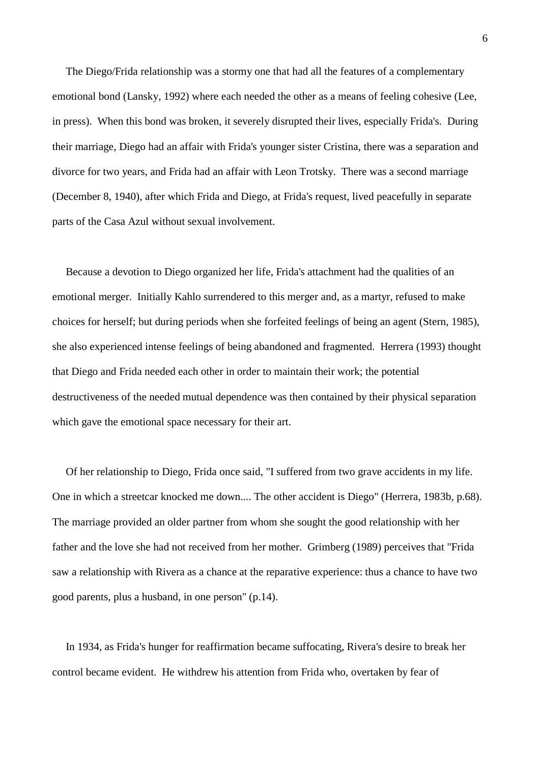The Diego/Frida relationship was a stormy one that had all the features of a complementary emotional bond (Lansky, 1992) where each needed the other as a means of feeling cohesive (Lee, in press). When this bond was broken, it severely disrupted their lives, especially Frida's. During their marriage, Diego had an affair with Frida's younger sister Cristina, there was a separation and divorce for two years, and Frida had an affair with Leon Trotsky. There was a second marriage (December 8, 1940), after which Frida and Diego, at Frida's request, lived peacefully in separate parts of the Casa Azul without sexual involvement.

Because a devotion to Diego organized her life, Frida's attachment had the qualities of an emotional merger. Initially Kahlo surrendered to this merger and, as a martyr, refused to make choices for herself; but during periods when she forfeited feelings of being an agent (Stern, 1985), she also experienced intense feelings of being abandoned and fragmented. Herrera (1993) thought that Diego and Frida needed each other in order to maintain their work; the potential destructiveness of the needed mutual dependence was then contained by their physical separation which gave the emotional space necessary for their art.

Of her relationship to Diego, Frida once said, "I suffered from two grave accidents in my life. One in which a streetcar knocked me down.... The other accident is Diego" (Herrera, 1983b, p.68). The marriage provided an older partner from whom she sought the good relationship with her father and the love she had not received from her mother. Grimberg (1989) perceives that "Frida saw a relationship with Rivera as a chance at the reparative experience: thus a chance to have two good parents, plus a husband, in one person" (p.14).

In 1934, as Frida's hunger for reaffirmation became suffocating, Rivera's desire to break her control became evident. He withdrew his attention from Frida who, overtaken by fear of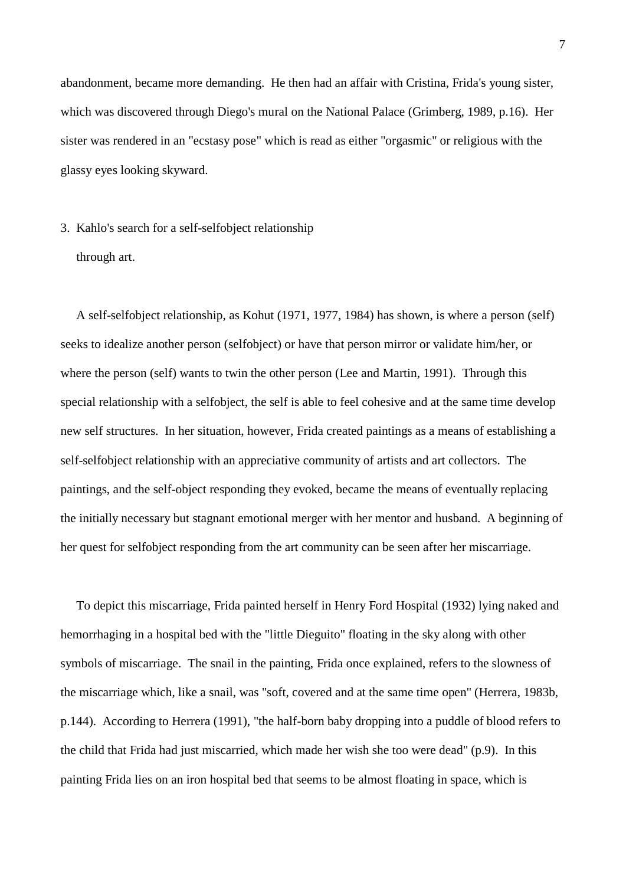abandonment, became more demanding. He then had an affair with Cristina, Frida's young sister, which was discovered through Diego's mural on the National Palace (Grimberg, 1989, p.16). Her sister was rendered in an "ecstasy pose" which is read as either "orgasmic" or religious with the glassy eyes looking skyward.

## 3. Kahlo's search for a self-selfobject relationship through art.

A self-selfobject relationship, as Kohut (1971, 1977, 1984) has shown, is where a person (self) seeks to idealize another person (selfobject) or have that person mirror or validate him/her, or where the person (self) wants to twin the other person (Lee and Martin, 1991). Through this special relationship with a selfobject, the self is able to feel cohesive and at the same time develop new self structures. In her situation, however, Frida created paintings as a means of establishing a self-selfobject relationship with an appreciative community of artists and art collectors. The paintings, and the self-object responding they evoked, became the means of eventually replacing the initially necessary but stagnant emotional merger with her mentor and husband. A beginning of her quest for selfobject responding from the art community can be seen after her miscarriage.

To depict this miscarriage, Frida painted herself in Henry Ford Hospital (1932) lying naked and hemorrhaging in a hospital bed with the "little Dieguito" floating in the sky along with other symbols of miscarriage. The snail in the painting, Frida once explained, refers to the slowness of the miscarriage which, like a snail, was "soft, covered and at the same time open" (Herrera, 1983b, p.144). According to Herrera (1991), "the half-born baby dropping into a puddle of blood refers to the child that Frida had just miscarried, which made her wish she too were dead" (p.9). In this painting Frida lies on an iron hospital bed that seems to be almost floating in space, which is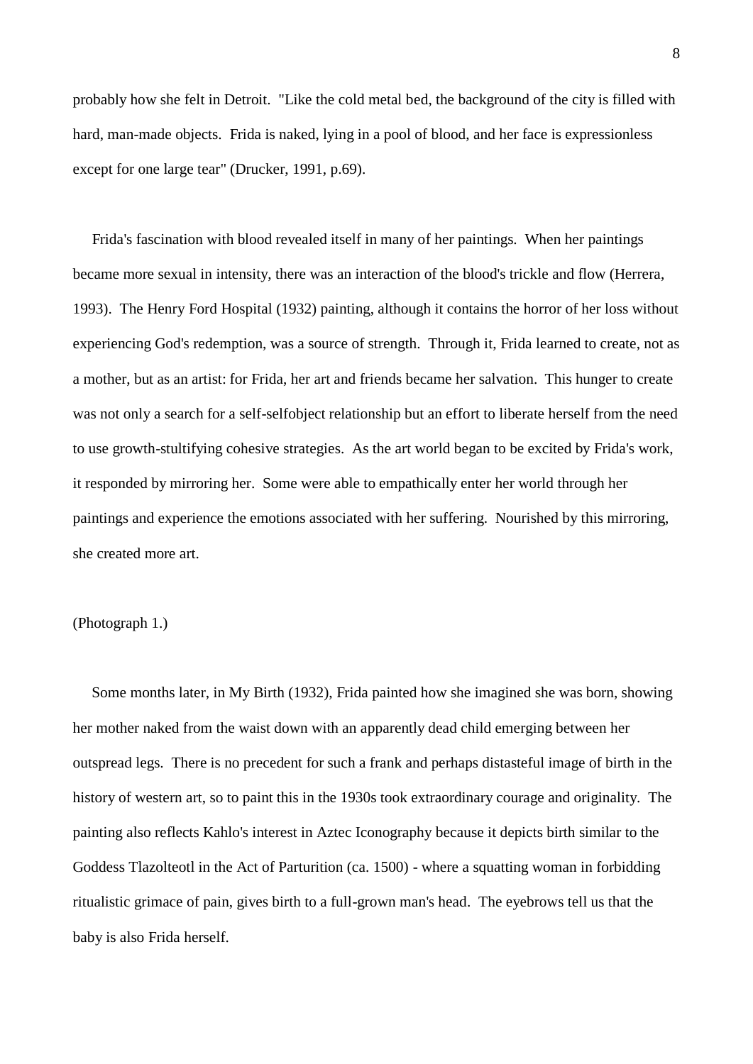probably how she felt in Detroit. "Like the cold metal bed, the background of the city is filled with hard, man-made objects. Frida is naked, lying in a pool of blood, and her face is expressionless except for one large tear" (Drucker, 1991, p.69).

Frida's fascination with blood revealed itself in many of her paintings. When her paintings became more sexual in intensity, there was an interaction of the blood's trickle and flow (Herrera, 1993). The Henry Ford Hospital (1932) painting, although it contains the horror of her loss without experiencing God's redemption, was a source of strength. Through it, Frida learned to create, not as a mother, but as an artist: for Frida, her art and friends became her salvation. This hunger to create was not only a search for a self-selfobject relationship but an effort to liberate herself from the need to use growth-stultifying cohesive strategies. As the art world began to be excited by Frida's work, it responded by mirroring her. Some were able to empathically enter her world through her paintings and experience the emotions associated with her suffering. Nourished by this mirroring, she created more art.

(Photograph 1.)

Some months later, in My Birth (1932), Frida painted how she imagined she was born, showing her mother naked from the waist down with an apparently dead child emerging between her outspread legs. There is no precedent for such a frank and perhaps distasteful image of birth in the history of western art, so to paint this in the 1930s took extraordinary courage and originality. The painting also reflects Kahlo's interest in Aztec Iconography because it depicts birth similar to the Goddess Tlazolteotl in the Act of Parturition (ca. 1500) - where a squatting woman in forbidding ritualistic grimace of pain, gives birth to a full-grown man's head. The eyebrows tell us that the baby is also Frida herself.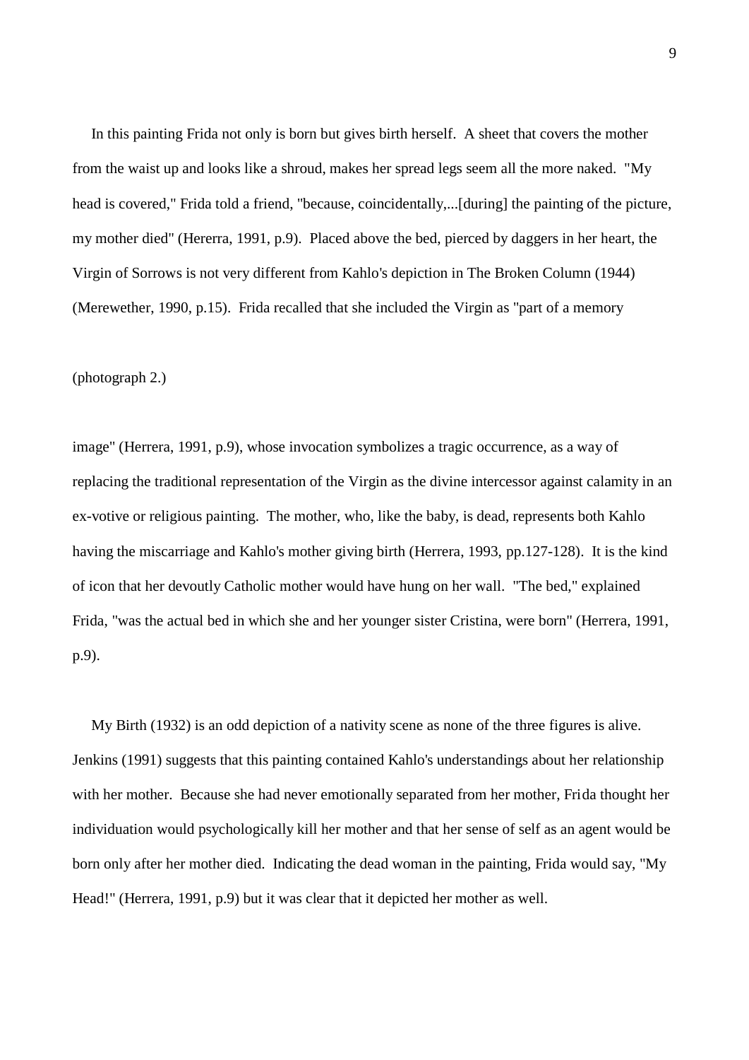In this painting Frida not only is born but gives birth herself. A sheet that covers the mother from the waist up and looks like a shroud, makes her spread legs seem all the more naked. "My head is covered," Frida told a friend, "because, coincidentally,...[during] the painting of the picture, my mother died" (Hererra, 1991, p.9). Placed above the bed, pierced by daggers in her heart, the Virgin of Sorrows is not very different from Kahlo's depiction in The Broken Column (1944) (Merewether, 1990, p.15). Frida recalled that she included the Virgin as "part of a memory

(photograph 2.)

image" (Herrera, 1991, p.9), whose invocation symbolizes a tragic occurrence, as a way of replacing the traditional representation of the Virgin as the divine intercessor against calamity in an ex-votive or religious painting. The mother, who, like the baby, is dead, represents both Kahlo having the miscarriage and Kahlo's mother giving birth (Herrera, 1993, pp.127-128). It is the kind of icon that her devoutly Catholic mother would have hung on her wall. "The bed," explained Frida, "was the actual bed in which she and her younger sister Cristina, were born" (Herrera, 1991, p.9).

My Birth (1932) is an odd depiction of a nativity scene as none of the three figures is alive. Jenkins (1991) suggests that this painting contained Kahlo's understandings about her relationship with her mother. Because she had never emotionally separated from her mother, Frida thought her individuation would psychologically kill her mother and that her sense of self as an agent would be born only after her mother died. Indicating the dead woman in the painting, Frida would say, "My Head!" (Herrera, 1991, p.9) but it was clear that it depicted her mother as well.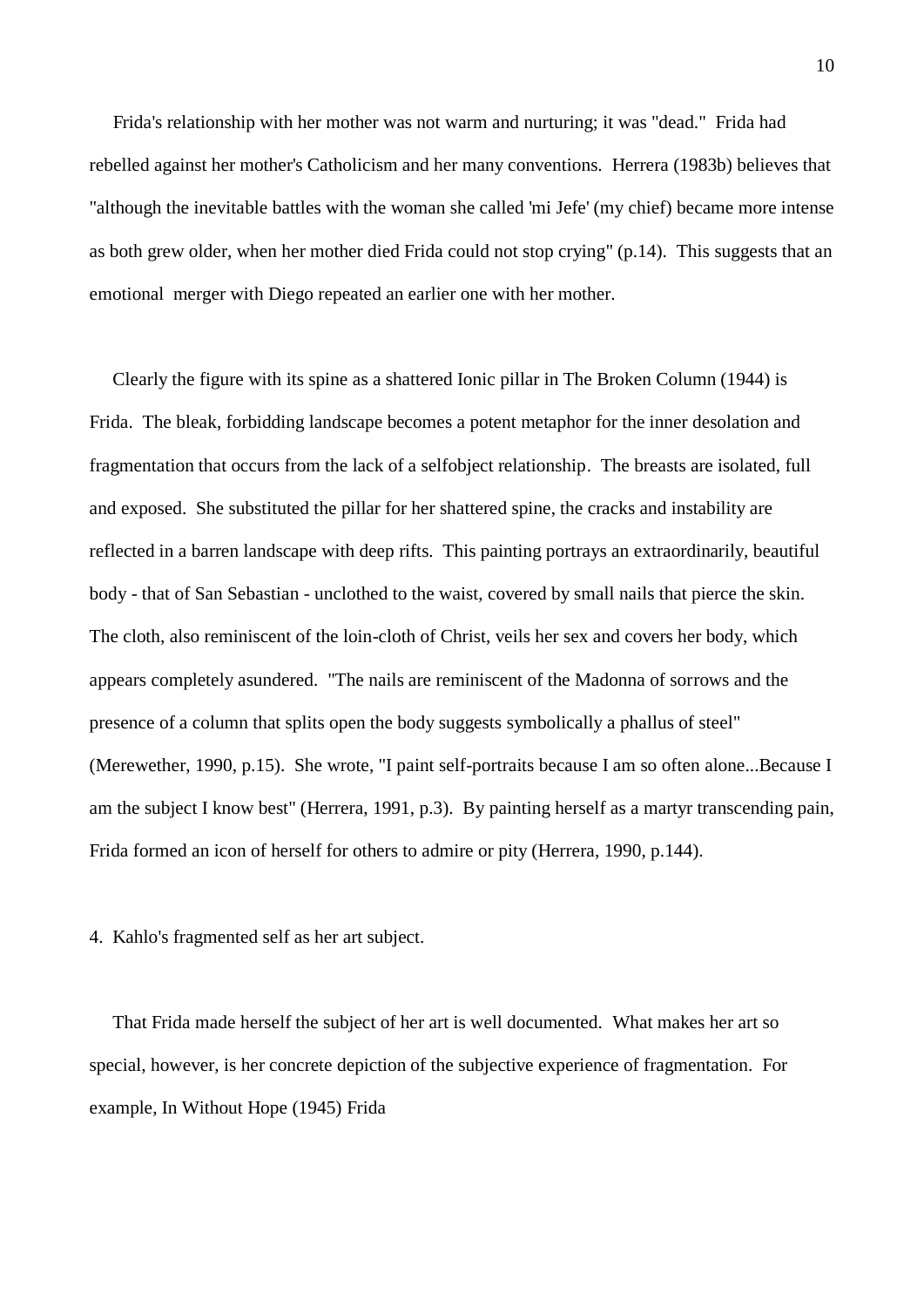Frida's relationship with her mother was not warm and nurturing; it was "dead." Frida had rebelled against her mother's Catholicism and her many conventions. Herrera (1983b) believes that "although the inevitable battles with the woman she called 'mi Jefe' (my chief) became more intense as both grew older, when her mother died Frida could not stop crying" (p.14). This suggests that an emotional merger with Diego repeated an earlier one with her mother.

Clearly the figure with its spine as a shattered Ionic pillar in The Broken Column (1944) is Frida. The bleak, forbidding landscape becomes a potent metaphor for the inner desolation and fragmentation that occurs from the lack of a selfobject relationship. The breasts are isolated, full and exposed. She substituted the pillar for her shattered spine, the cracks and instability are reflected in a barren landscape with deep rifts. This painting portrays an extraordinarily, beautiful body - that of San Sebastian - unclothed to the waist, covered by small nails that pierce the skin. The cloth, also reminiscent of the loin-cloth of Christ, veils her sex and covers her body, which appears completely asundered. "The nails are reminiscent of the Madonna of sorrows and the presence of a column that splits open the body suggests symbolically a phallus of steel" (Merewether, 1990, p.15). She wrote, "I paint self-portraits because I am so often alone...Because I am the subject I know best" (Herrera, 1991, p.3). By painting herself as a martyr transcending pain, Frida formed an icon of herself for others to admire or pity (Herrera, 1990, p.144).

4. Kahlo's fragmented self as her art subject.

That Frida made herself the subject of her art is well documented. What makes her art so special, however, is her concrete depiction of the subjective experience of fragmentation. For example, In Without Hope (1945) Frida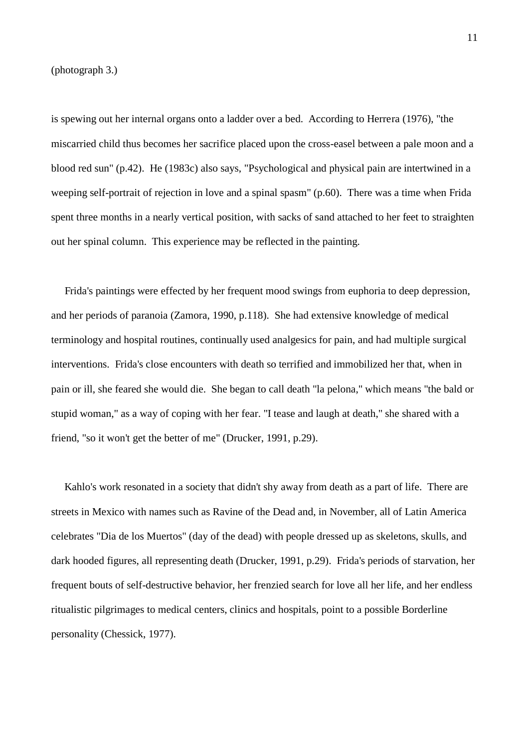(photograph 3.)

is spewing out her internal organs onto a ladder over a bed. According to Herrera (1976), "the miscarried child thus becomes her sacrifice placed upon the cross-easel between a pale moon and a blood red sun" (p.42). He (1983c) also says, "Psychological and physical pain are intertwined in a weeping self-portrait of rejection in love and a spinal spasm" (p.60). There was a time when Frida spent three months in a nearly vertical position, with sacks of sand attached to her feet to straighten out her spinal column. This experience may be reflected in the painting.

Frida's paintings were effected by her frequent mood swings from euphoria to deep depression, and her periods of paranoia (Zamora, 1990, p.118). She had extensive knowledge of medical terminology and hospital routines, continually used analgesics for pain, and had multiple surgical interventions. Frida's close encounters with death so terrified and immobilized her that, when in pain or ill, she feared she would die. She began to call death "la pelona," which means "the bald or stupid woman," as a way of coping with her fear. "I tease and laugh at death," she shared with a friend, "so it won't get the better of me" (Drucker, 1991, p.29).

Kahlo's work resonated in a society that didn't shy away from death as a part of life. There are streets in Mexico with names such as Ravine of the Dead and, in November, all of Latin America celebrates "Dia de los Muertos" (day of the dead) with people dressed up as skeletons, skulls, and dark hooded figures, all representing death (Drucker, 1991, p.29). Frida's periods of starvation, her frequent bouts of self-destructive behavior, her frenzied search for love all her life, and her endless ritualistic pilgrimages to medical centers, clinics and hospitals, point to a possible Borderline personality (Chessick, 1977).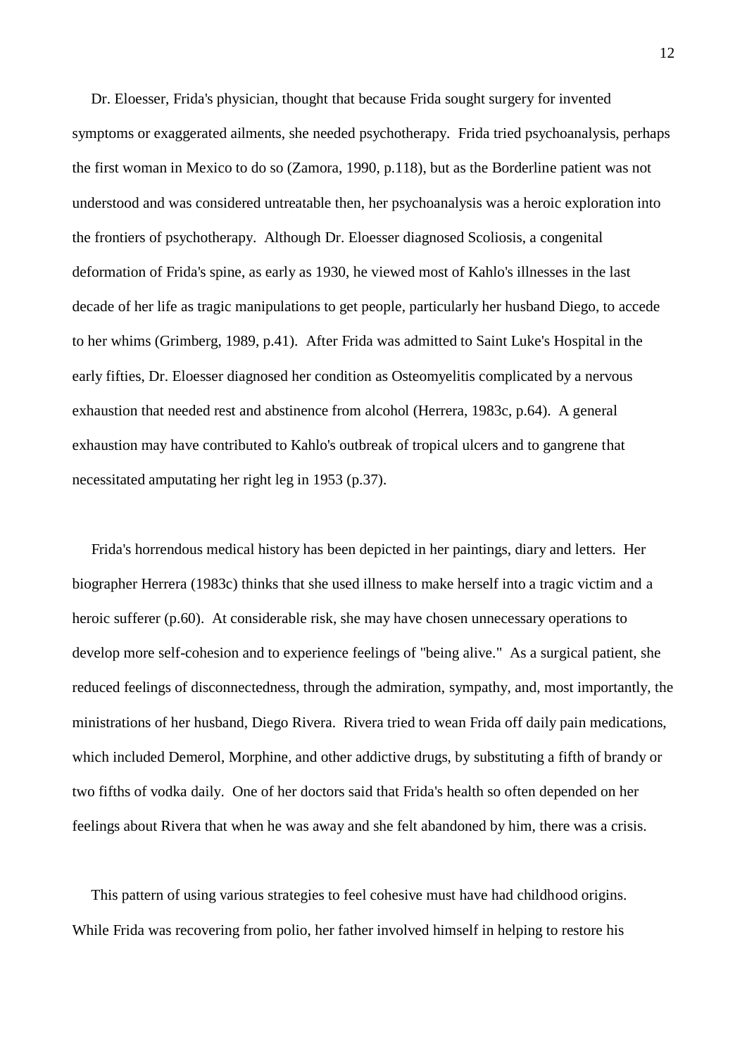Dr. Eloesser, Frida's physician, thought that because Frida sought surgery for invented symptoms or exaggerated ailments, she needed psychotherapy. Frida tried psychoanalysis, perhaps the first woman in Mexico to do so (Zamora, 1990, p.118), but as the Borderline patient was not understood and was considered untreatable then, her psychoanalysis was a heroic exploration into the frontiers of psychotherapy. Although Dr. Eloesser diagnosed Scoliosis, a congenital deformation of Frida's spine, as early as 1930, he viewed most of Kahlo's illnesses in the last decade of her life as tragic manipulations to get people, particularly her husband Diego, to accede to her whims (Grimberg, 1989, p.41). After Frida was admitted to Saint Luke's Hospital in the early fifties, Dr. Eloesser diagnosed her condition as Osteomyelitis complicated by a nervous exhaustion that needed rest and abstinence from alcohol (Herrera, 1983c, p.64). A general exhaustion may have contributed to Kahlo's outbreak of tropical ulcers and to gangrene that necessitated amputating her right leg in 1953 (p.37).

Frida's horrendous medical history has been depicted in her paintings, diary and letters. Her biographer Herrera (1983c) thinks that she used illness to make herself into a tragic victim and a heroic sufferer (p.60). At considerable risk, she may have chosen unnecessary operations to develop more self-cohesion and to experience feelings of "being alive." As a surgical patient, she reduced feelings of disconnectedness, through the admiration, sympathy, and, most importantly, the ministrations of her husband, Diego Rivera. Rivera tried to wean Frida off daily pain medications, which included Demerol, Morphine, and other addictive drugs, by substituting a fifth of brandy or two fifths of vodka daily. One of her doctors said that Frida's health so often depended on her feelings about Rivera that when he was away and she felt abandoned by him, there was a crisis.

This pattern of using various strategies to feel cohesive must have had childhood origins. While Frida was recovering from polio, her father involved himself in helping to restore his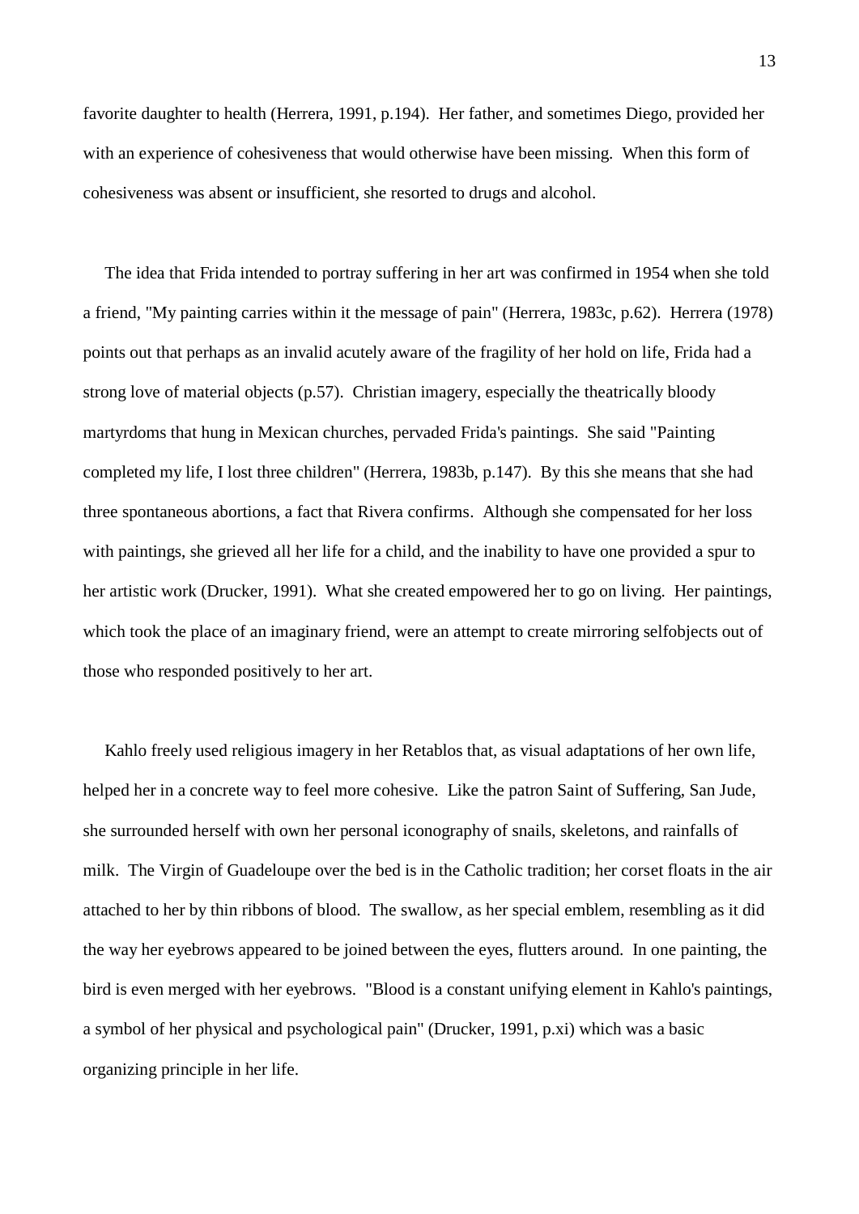favorite daughter to health (Herrera, 1991, p.194). Her father, and sometimes Diego, provided her with an experience of cohesiveness that would otherwise have been missing. When this form of cohesiveness was absent or insufficient, she resorted to drugs and alcohol.

The idea that Frida intended to portray suffering in her art was confirmed in 1954 when she told a friend, "My painting carries within it the message of pain" (Herrera, 1983c, p.62). Herrera (1978) points out that perhaps as an invalid acutely aware of the fragility of her hold on life, Frida had a strong love of material objects (p.57). Christian imagery, especially the theatrically bloody martyrdoms that hung in Mexican churches, pervaded Frida's paintings. She said "Painting completed my life, I lost three children" (Herrera, 1983b, p.147). By this she means that she had three spontaneous abortions, a fact that Rivera confirms. Although she compensated for her loss with paintings, she grieved all her life for a child, and the inability to have one provided a spur to her artistic work (Drucker, 1991). What she created empowered her to go on living. Her paintings, which took the place of an imaginary friend, were an attempt to create mirroring selfobjects out of those who responded positively to her art.

Kahlo freely used religious imagery in her Retablos that, as visual adaptations of her own life, helped her in a concrete way to feel more cohesive. Like the patron Saint of Suffering, San Jude, she surrounded herself with own her personal iconography of snails, skeletons, and rainfalls of milk. The Virgin of Guadeloupe over the bed is in the Catholic tradition; her corset floats in the air attached to her by thin ribbons of blood. The swallow, as her special emblem, resembling as it did the way her eyebrows appeared to be joined between the eyes, flutters around. In one painting, the bird is even merged with her eyebrows. "Blood is a constant unifying element in Kahlo's paintings, a symbol of her physical and psychological pain" (Drucker, 1991, p.xi) which was a basic organizing principle in her life.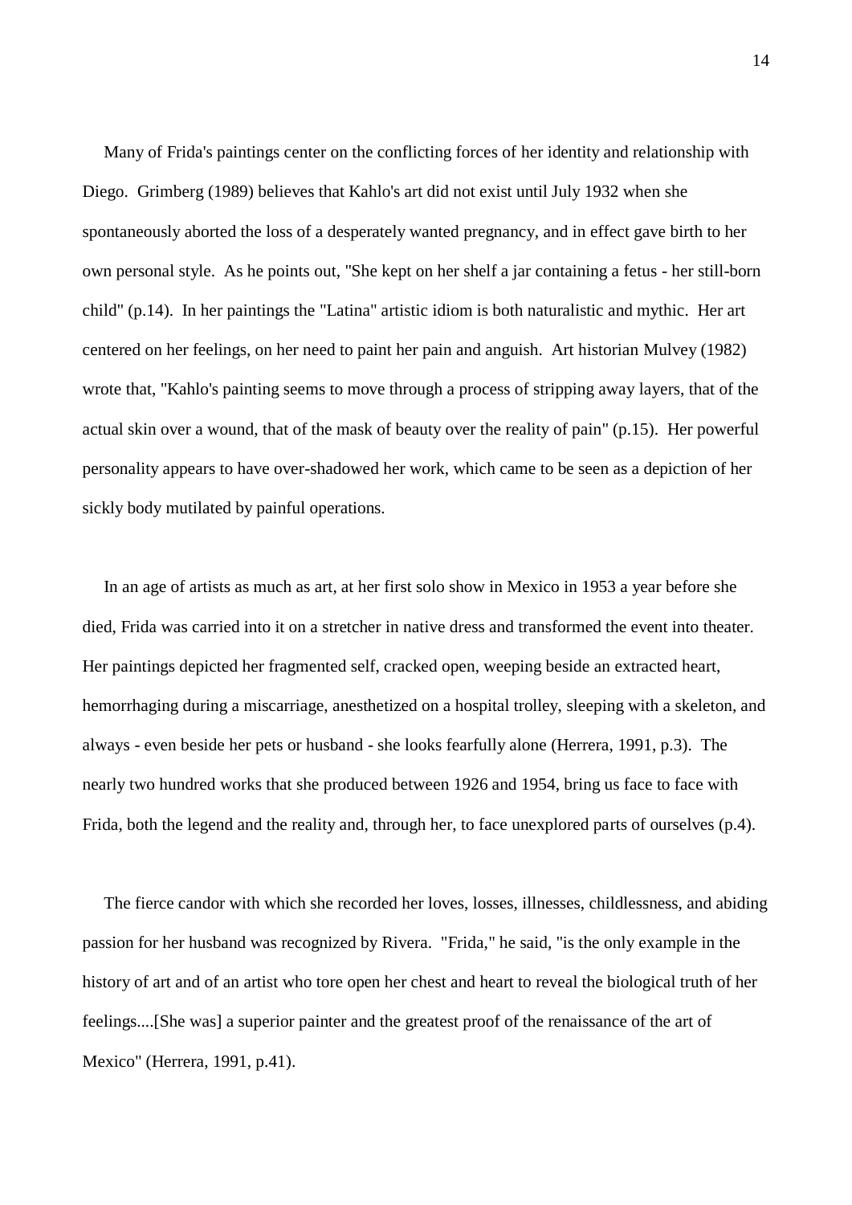Many of Frida's paintings center on the conflicting forces of her identity and relationship with Diego. Grimberg (1989) believes that Kahlo's art did not exist until July 1932 when she spontaneously aborted the loss of a desperately wanted pregnancy, and in effect gave birth to her own personal style. As he points out, "She kept on her shelf a jar containing a fetus - her still-born child" (p.14). In her paintings the "Latina" artistic idiom is both naturalistic and mythic. Her art centered on her feelings, on her need to paint her pain and anguish. Art historian Mulvey (1982) wrote that, "Kahlo's painting seems to move through a process of stripping away layers, that of the actual skin over a wound, that of the mask of beauty over the reality of pain" (p.15). Her powerful personality appears to have over-shadowed her work, which came to be seen as a depiction of her sickly body mutilated by painful operations.

In an age of artists as much as art, at her first solo show in Mexico in 1953 a year before she died, Frida was carried into it on a stretcher in native dress and transformed the event into theater. Her paintings depicted her fragmented self, cracked open, weeping beside an extracted heart, hemorrhaging during a miscarriage, anesthetized on a hospital trolley, sleeping with a skeleton, and always - even beside her pets or husband - she looks fearfully alone (Herrera, 1991, p.3). The nearly two hundred works that she produced between 1926 and 1954, bring us face to face with Frida, both the legend and the reality and, through her, to face unexplored parts of ourselves (p.4).

The fierce candor with which she recorded her loves, losses, illnesses, childlessness, and abiding passion for her husband was recognized by Rivera. "Frida," he said, "is the only example in the history of art and of an artist who tore open her chest and heart to reveal the biological truth of her feelings....[She was] a superior painter and the greatest proof of the renaissance of the art of Mexico" (Herrera, 1991, p.41).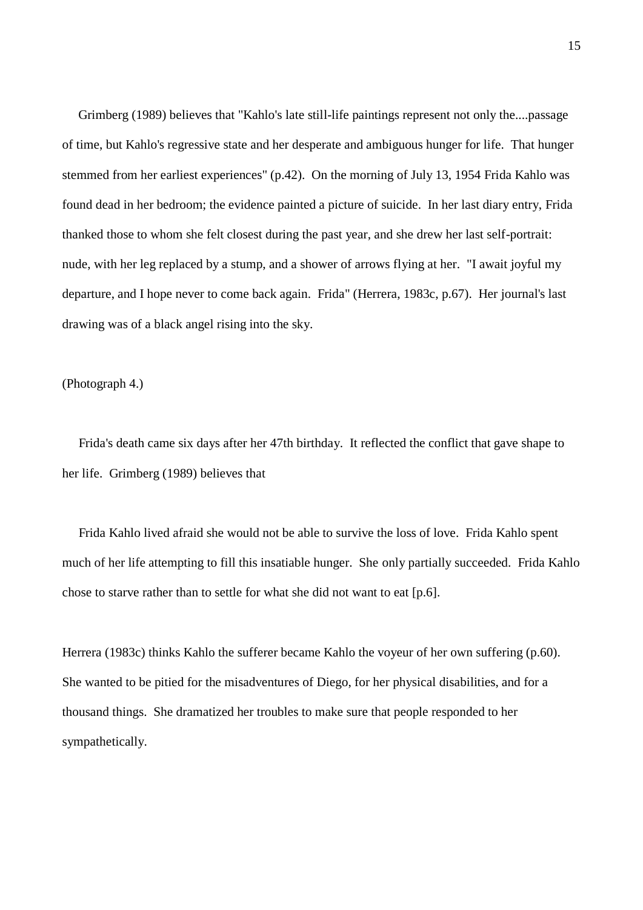Grimberg (1989) believes that "Kahlo's late still-life paintings represent not only the....passage of time, but Kahlo's regressive state and her desperate and ambiguous hunger for life. That hunger stemmed from her earliest experiences" (p.42). On the morning of July 13, 1954 Frida Kahlo was found dead in her bedroom; the evidence painted a picture of suicide. In her last diary entry, Frida thanked those to whom she felt closest during the past year, and she drew her last self-portrait: nude, with her leg replaced by a stump, and a shower of arrows flying at her. "I await joyful my departure, and I hope never to come back again. Frida" (Herrera, 1983c, p.67). Her journal's last drawing was of a black angel rising into the sky.

(Photograph 4.)

Frida's death came six days after her 47th birthday. It reflected the conflict that gave shape to her life. Grimberg (1989) believes that

> Frida Kahlo lived afraid she would not be able to survive the loss of love. Frida Kahlo spent much of her life attempting to fill this insatiable hunger. She only partially succeeded. Frida Kahlo chose to starve rather than to settle for what she did not want to eat [p.6].

Herrera (1983c) thinks Kahlo the sufferer became Kahlo the voyeur of her own suffering (p.60). She wanted to be pitied for the misadventures of Diego, for her physical disabilities, and for a thousand things. She dramatized her troubles to make sure that people responded to her sympathetically.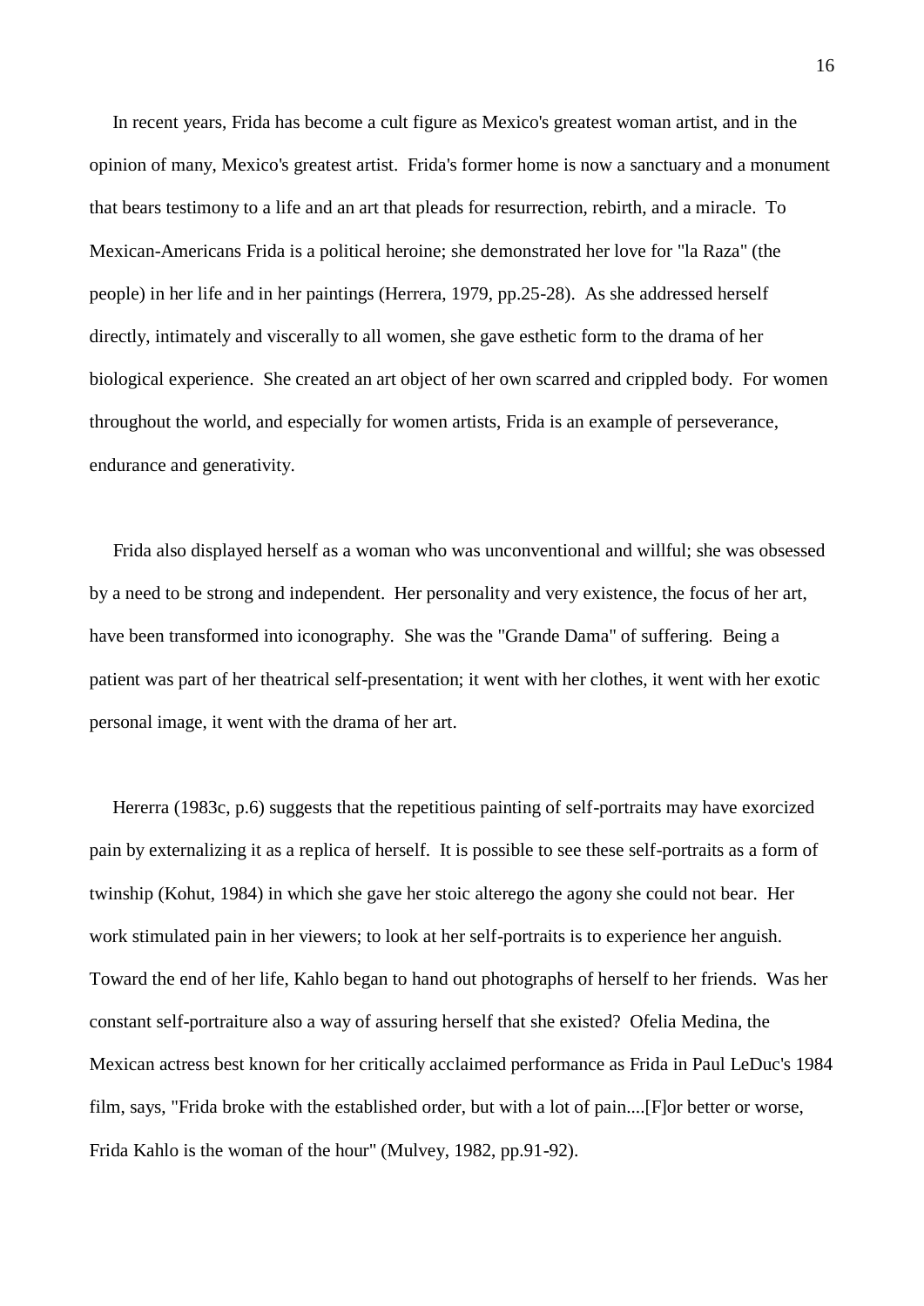In recent years, Frida has become a cult figure as Mexico's greatest woman artist, and in the opinion of many, Mexico's greatest artist. Frida's former home is now a sanctuary and a monument that bears testimony to a life and an art that pleads for resurrection, rebirth, and a miracle. To Mexican-Americans Frida is a political heroine; she demonstrated her love for "la Raza" (the people) in her life and in her paintings (Herrera, 1979, pp.25-28). As she addressed herself directly, intimately and viscerally to all women, she gave esthetic form to the drama of her biological experience. She created an art object of her own scarred and crippled body. For women throughout the world, and especially for women artists, Frida is an example of perseverance, endurance and generativity.

Frida also displayed herself as a woman who was unconventional and willful; she was obsessed by a need to be strong and independent. Her personality and very existence, the focus of her art, have been transformed into iconography. She was the "Grande Dama" of suffering. Being a patient was part of her theatrical self-presentation; it went with her clothes, it went with her exotic personal image, it went with the drama of her art.

Hererra (1983c, p.6) suggests that the repetitious painting of self-portraits may have exorcized pain by externalizing it as a replica of herself. It is possible to see these self-portraits as a form of twinship (Kohut, 1984) in which she gave her stoic alterego the agony she could not bear. Her work stimulated pain in her viewers; to look at her self-portraits is to experience her anguish. Toward the end of her life, Kahlo began to hand out photographs of herself to her friends. Was her constant self-portraiture also a way of assuring herself that she existed? Ofelia Medina, the Mexican actress best known for her critically acclaimed performance as Frida in Paul LeDuc's 1984 film, says, "Frida broke with the established order, but with a lot of pain....[F]or better or worse, Frida Kahlo is the woman of the hour" (Mulvey, 1982, pp.91-92).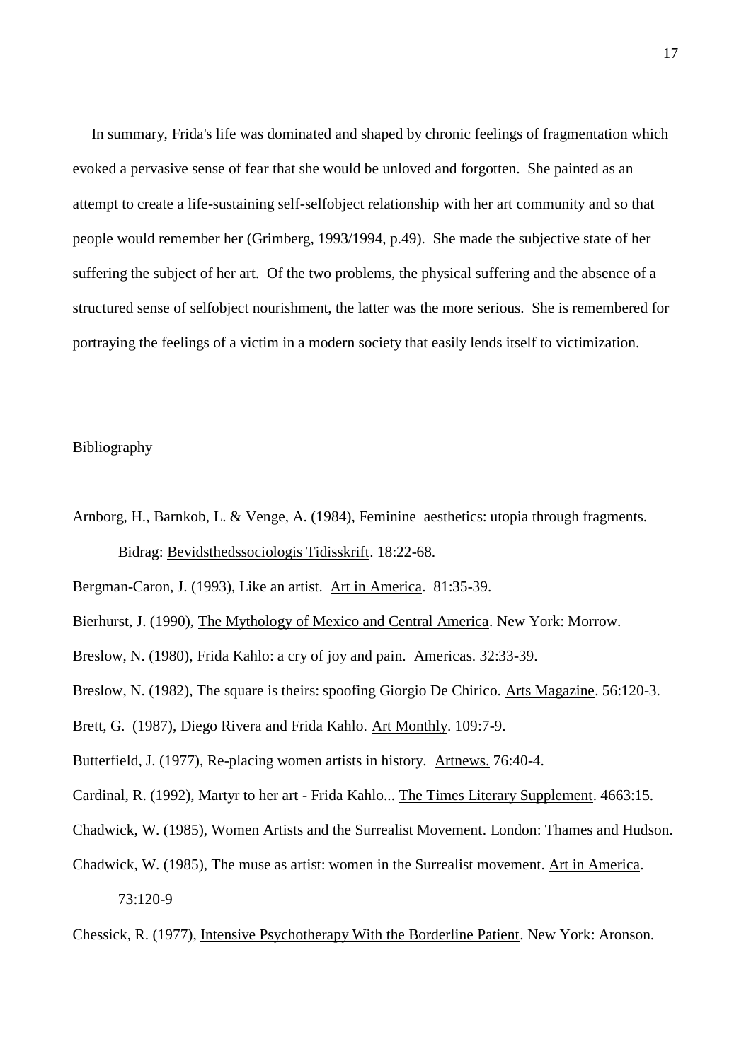In summary, Frida's life was dominated and shaped by chronic feelings of fragmentation which evoked a pervasive sense of fear that she would be unloved and forgotten. She painted as an attempt to create a life-sustaining self-selfobject relationship with her art community and so that people would remember her (Grimberg, 1993/1994, p.49). She made the subjective state of her suffering the subject of her art. Of the two problems, the physical suffering and the absence of a structured sense of selfobject nourishment, the latter was the more serious. She is remembered for portraying the feelings of a victim in a modern society that easily lends itself to victimization.

## Bibliography

Arnborg, H., Barnkob, L. & Venge, A. (1984), Feminine aesthetics: utopia through fragments. Bidrag: Bevidsthedssociologis Tidisskrift. 18:22-68.

Bergman-Caron, J. (1993), Like an artist. Art in America. 81:35-39.

Bierhurst, J. (1990), The Mythology of Mexico and Central America. New York: Morrow.

Breslow, N. (1980), Frida Kahlo: a cry of joy and pain. Americas. 32:33-39.

Breslow, N. (1982), The square is theirs: spoofing Giorgio De Chirico. Arts Magazine. 56:120-3.

Brett, G. (1987), Diego Rivera and Frida Kahlo. Art Monthly. 109:7-9.

Butterfield, J. (1977), Re-placing women artists in history. Artnews. 76:40-4.

Cardinal, R. (1992), Martyr to her art - Frida Kahlo... The Times Literary Supplement. 4663:15.

Chadwick, W. (1985), Women Artists and the Surrealist Movement. London: Thames and Hudson.

Chadwick, W. (1985), The muse as artist: women in the Surrealist movement. Art in America. 73:120-9

Chessick, R. (1977), Intensive Psychotherapy With the Borderline Patient. New York: Aronson.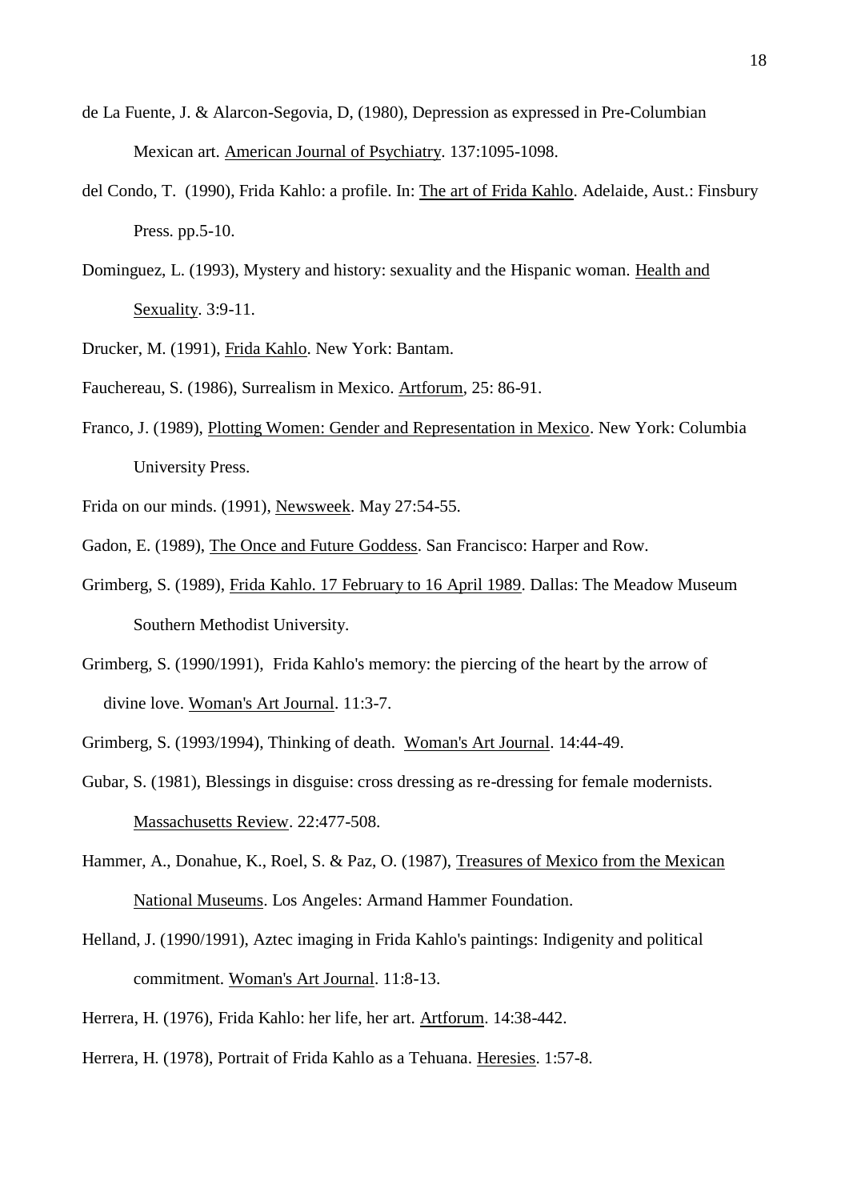de La Fuente, J. & Alarcon-Segovia, D, (1980), Depression as expressed in Pre-Columbian Mexican art. American Journal of Psychiatry. 137:1095-1098.

del Condo, T. (1990), Frida Kahlo: a profile. In: The art of Frida Kahlo. Adelaide, Aust.: Finsbury Press. pp.5-10.

Dominguez, L. (1993), Mystery and history: sexuality and the Hispanic woman. Health and Sexuality. 3:9-11.

Drucker, M. (1991), Frida Kahlo. New York: Bantam.

Fauchereau, S. (1986), Surrealism in Mexico. Artforum, 25: 86-91.

Franco, J. (1989), Plotting Women: Gender and Representation in Mexico. New York: Columbia University Press.

Frida on our minds. (1991), Newsweek. May 27:54-55.

Gadon, E. (1989), The Once and Future Goddess. San Francisco: Harper and Row.

Grimberg, S. (1989), Frida Kahlo. 17 February to 16 April 1989. Dallas: The Meadow Museum Southern Methodist University.

Grimberg, S. (1990/1991), Frida Kahlo's memory: the piercing of the heart by the arrow of divine love. Woman's Art Journal. 11:3-7.

Grimberg, S. (1993/1994), Thinking of death. Woman's Art Journal. 14:44-49.

Gubar, S. (1981), Blessings in disguise: cross dressing as re-dressing for female modernists. Massachusetts Review. 22:477-508.

Hammer, A., Donahue, K., Roel, S. & Paz, O. (1987), Treasures of Mexico from the Mexican National Museums. Los Angeles: Armand Hammer Foundation.

Helland, J. (1990/1991), Aztec imaging in Frida Kahlo's paintings: Indigenity and political commitment. Woman's Art Journal. 11:8-13.

Herrera, H. (1976), Frida Kahlo: her life, her art. Artforum. 14:38-442.

Herrera, H. (1978), Portrait of Frida Kahlo as a Tehuana. Heresies. 1:57-8.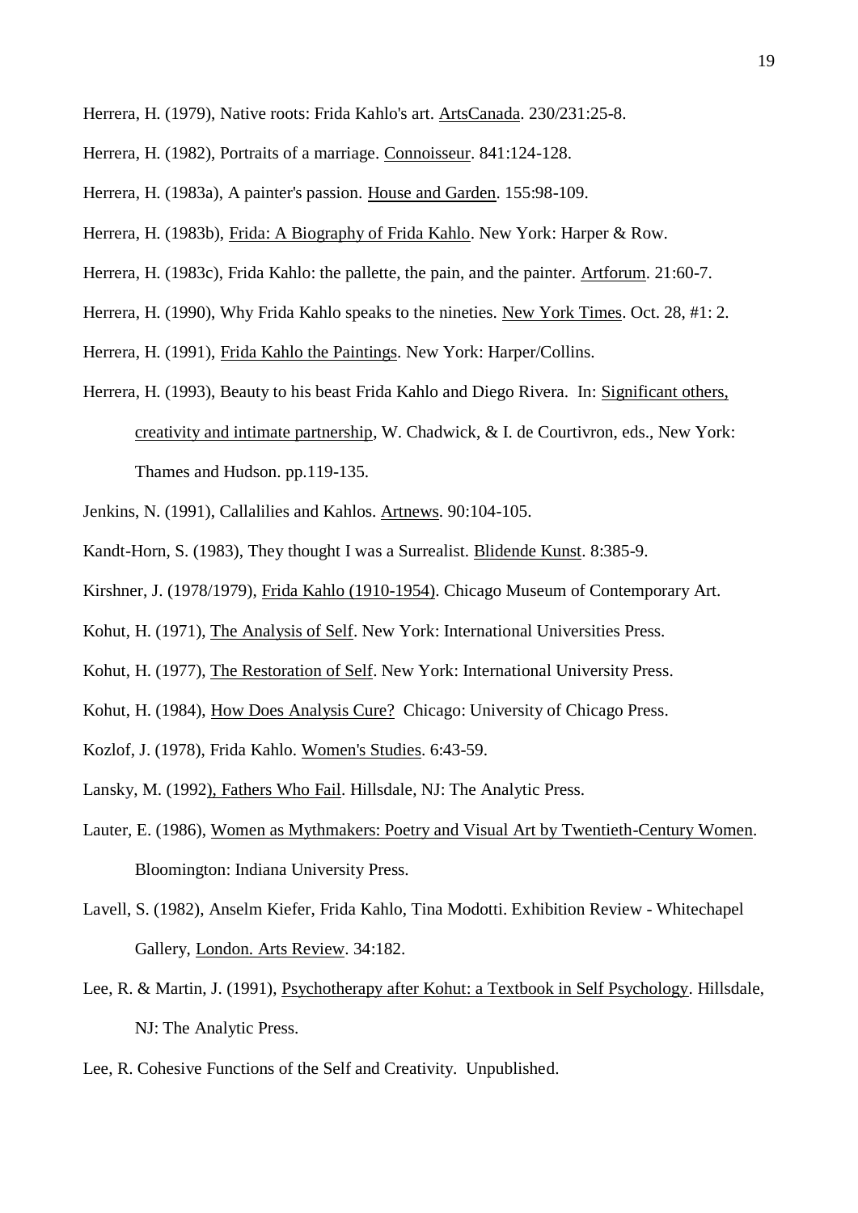Herrera, H. (1979), Native roots: Frida Kahlo's art. ArtsCanada. 230/231:25-8.

Herrera, H. (1982), Portraits of a marriage. Connoisseur. 841:124-128.

Herrera, H. (1983a), A painter's passion. House and Garden. 155:98-109.

Herrera, H. (1983b), Frida: A Biography of Frida Kahlo. New York: Harper & Row.

Herrera, H. (1983c), Frida Kahlo: the pallette, the pain, and the painter. Artforum. 21:60-7.

Herrera, H. (1990), Why Frida Kahlo speaks to the nineties. New York Times. Oct. 28, #1: 2.

Herrera, H. (1991), Frida Kahlo the Paintings. New York: Harper/Collins.

Herrera, H. (1993), Beauty to his beast Frida Kahlo and Diego Rivera. In: Significant others, creativity and intimate partnership, W. Chadwick, & I. de Courtivron, eds., New York: Thames and Hudson. pp.119-135.

Jenkins, N. (1991), Callalilies and Kahlos. Artnews. 90:104-105.

Kandt-Horn, S. (1983), They thought I was a Surrealist. Blidende Kunst. 8:385-9.

Kirshner, J. (1978/1979), Frida Kahlo (1910-1954). Chicago Museum of Contemporary Art.

Kohut, H. (1971), The Analysis of Self. New York: International Universities Press.

Kohut, H. (1977), The Restoration of Self. New York: International University Press.

Kohut, H. (1984), How Does Analysis Cure? Chicago: University of Chicago Press.

Kozlof, J. (1978), Frida Kahlo. Women's Studies. 6:43-59.

Lansky, M. (1992), Fathers Who Fail. Hillsdale, NJ: The Analytic Press.

Lauter, E. (1986), Women as Mythmakers: Poetry and Visual Art by Twentieth-Century Women. Bloomington: Indiana University Press.

Lavell, S. (1982), Anselm Kiefer, Frida Kahlo, Tina Modotti. Exhibition Review - Whitechapel Gallery, London. Arts Review. 34:182.

Lee, R. & Martin, J. (1991), Psychotherapy after Kohut: a Textbook in Self Psychology. Hillsdale, NJ: The Analytic Press.

Lee, R. Cohesive Functions of the Self and Creativity. Unpublished.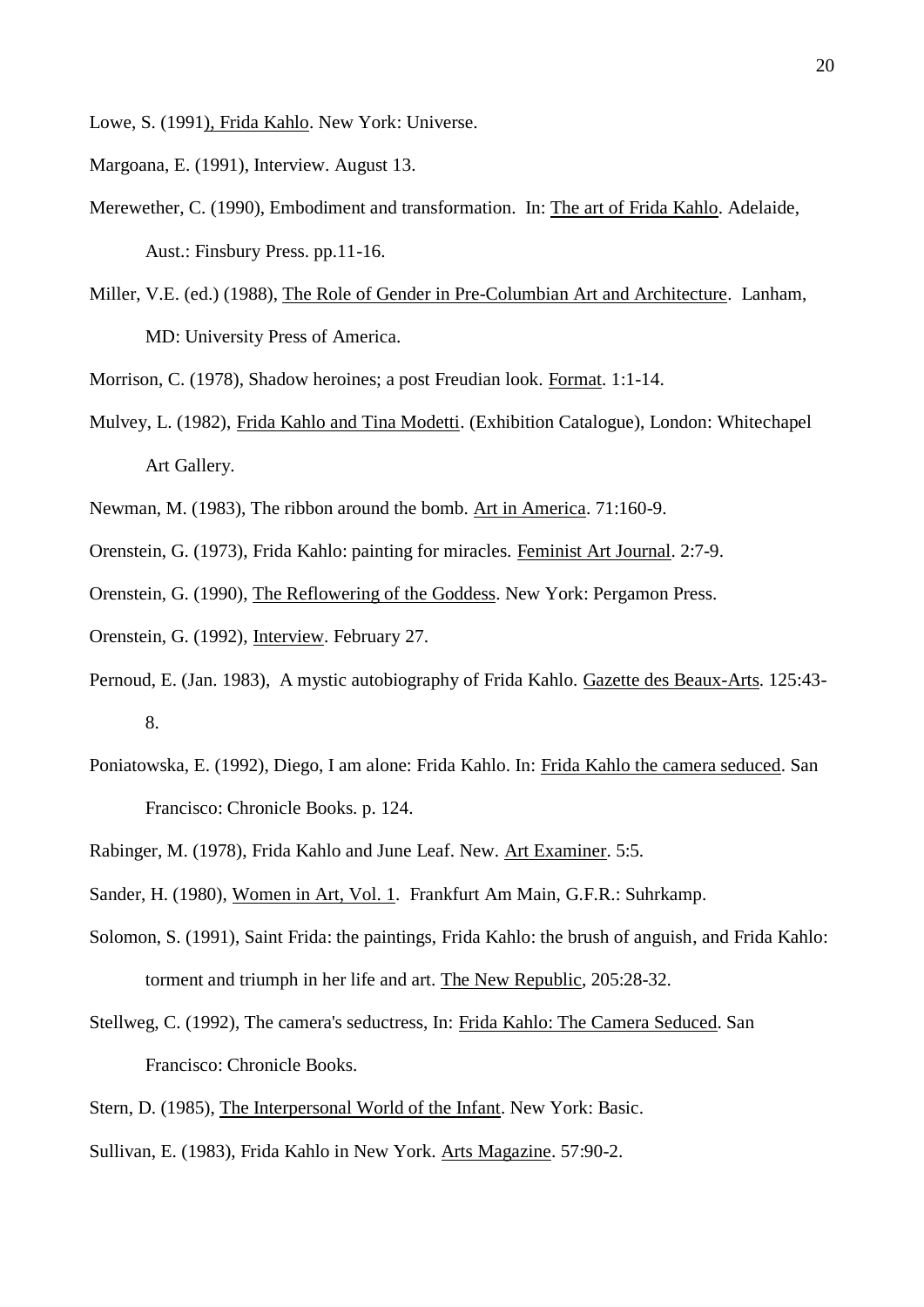Lowe, S. (1991), Frida Kahlo. New York: Universe.

Margoana, E. (1991), Interview. August 13.

Merewether, C. (1990), Embodiment and transformation. In: The art of Frida Kahlo. Adelaide, Aust.: Finsbury Press. pp.11-16.

Miller, V.E. (ed.) (1988), The Role of Gender in Pre-Columbian Art and Architecture. Lanham, MD: University Press of America.

Morrison, C. (1978), Shadow heroines; a post Freudian look. Format. 1:1-14.

Mulvey, L. (1982), Frida Kahlo and Tina Modetti. (Exhibition Catalogue), London: Whitechapel Art Gallery.

Newman, M. (1983), The ribbon around the bomb. Art in America. 71:160-9.

Orenstein, G. (1973), Frida Kahlo: painting for miracles. Feminist Art Journal. 2:7-9.

Orenstein, G. (1990), The Reflowering of the Goddess. New York: Pergamon Press.

Orenstein, G. (1992), Interview. February 27.

Pernoud, E. (Jan. 1983), A mystic autobiography of Frida Kahlo. Gazette des Beaux-Arts. 125:43-8.

Poniatowska, E. (1992), Diego, I am alone: Frida Kahlo. In: Frida Kahlo the camera seduced. San Francisco: Chronicle Books. p. 124.

Rabinger, M. (1978), Frida Kahlo and June Leaf. New. Art Examiner. 5:5.

Sander, H. (1980), Women in Art, Vol. 1. Frankfurt Am Main, G.F.R.: Suhrkamp.

Solomon, S. (1991), Saint Frida: the paintings, Frida Kahlo: the brush of anguish, and Frida Kahlo: torment and triumph in her life and art. The New Republic, 205:28-32.

Stellweg, C. (1992), The camera's seductress, In: Frida Kahlo: The Camera Seduced. San Francisco: Chronicle Books.

Stern, D. (1985), The Interpersonal World of the Infant. New York: Basic.

Sullivan, E. (1983), Frida Kahlo in New York. Arts Magazine. 57:90-2.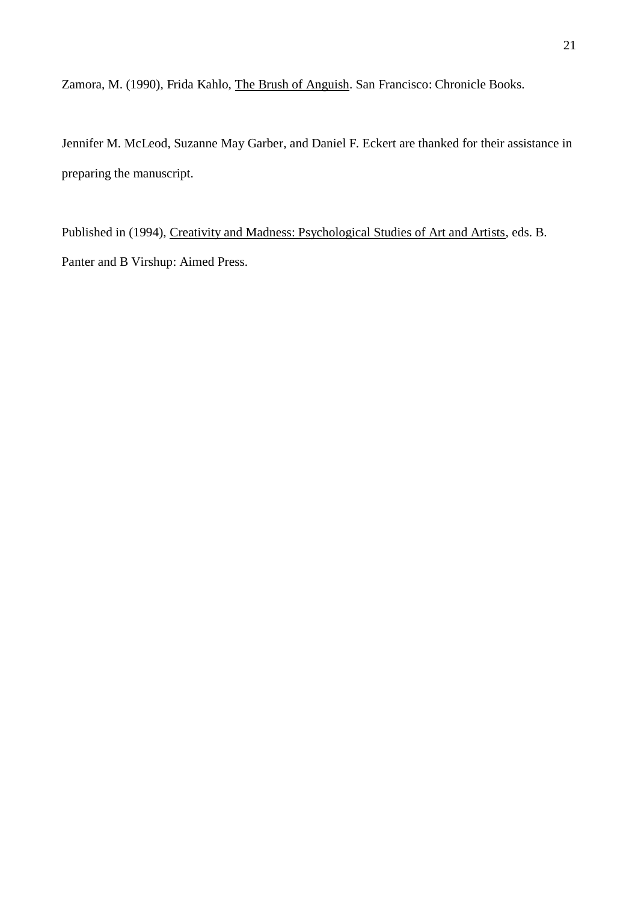Zamora, M. (1990), Frida Kahlo, The Brush of Anguish. San Francisco: Chronicle Books.

Jennifer M. McLeod, Suzanne May Garber, and Daniel F. Eckert are thanked for their assistance in preparing the manuscript.

Published in (1994), Creativity and Madness: Psychological Studies of Art and Artists, eds. B. Panter and B Virshup: Aimed Press.